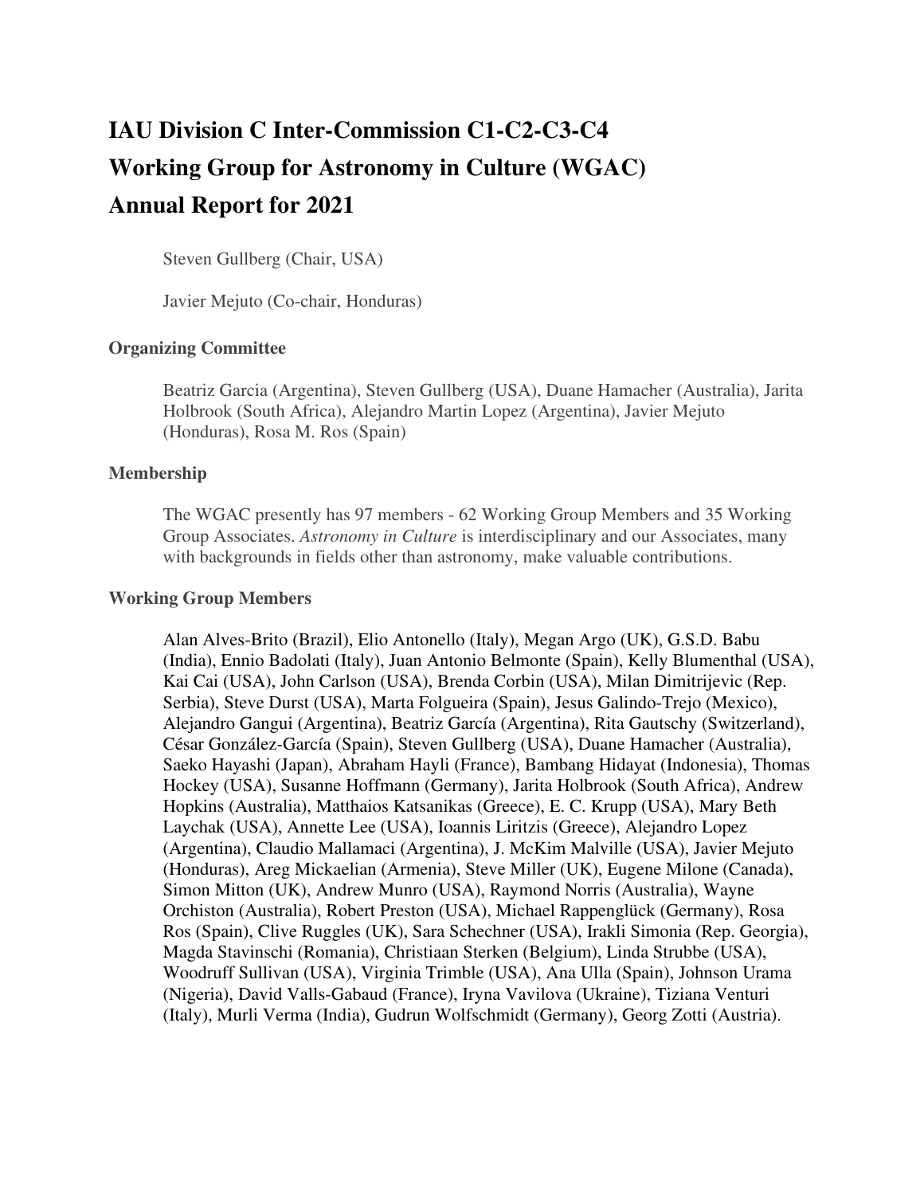# IAU Division C Inter-Commission C1-C2-C3-C4
# Working Group for Astronomy in Culture (WGAC)
# Annual Report for 2021

Steven Gullberg (Chair, USA)

Javier Mejuto (Co-chair, Honduras)

### Organizing Committee

Beatriz Garcia (Argentina), Steven Gullberg (USA), Duane Hamacher (Australia), Jarita Holbrook (South Africa), Alejandro Martin Lopez (Argentina), Javier Mejuto (Honduras), Rosa M. Ros (Spain)

### Membership

The WGAC presently has 97 members - 62 Working Group Members and 35 Working Group Associates. *Astronomy in Culture* is interdisciplinary and our Associates, many with backgrounds in fields other than astronomy, make valuable contributions.

### Working Group Members

Alan Alves-Brito (Brazil), Elio Antonello (Italy), Megan Argo (UK), G.S.D. Babu (India), Ennio Badolati (Italy), Juan Antonio Belmonte (Spain), Kelly Blumenthal (USA), Kai Cai (USA), John Carlson (USA), Brenda Corbin (USA), Milan Dimitrijevic (Rep. Serbia), Steve Durst (USA), Marta Folgueira (Spain), Jesus Galindo-Trejo (Mexico), Alejandro Gangui (Argentina), Beatriz García (Argentina), Rita Gautschy (Switzerland), César González-García (Spain), Steven Gullberg (USA), Duane Hamacher (Australia), Saeko Hayashi (Japan), Abraham Hayli (France), Bambang Hidayat (Indonesia), Thomas Hockey (USA), Susanne Hoffmann (Germany), Jarita Holbrook (South Africa), Andrew Hopkins (Australia), Matthaios Katsanikas (Greece), E. C. Krupp (USA), Mary Beth Laychak (USA), Annette Lee (USA), Ioannis Liritzis (Greece), Alejandro Lopez (Argentina), Claudio Mallamaci (Argentina), J. McKim Malville (USA), Javier Mejuto (Honduras), Areg Mickaelian (Armenia), Steve Miller (UK), Eugene Milone (Canada), Simon Mitton (UK), Andrew Munro (USA), Raymond Norris (Australia), Wayne Orchiston (Australia), Robert Preston (USA), Michael Rappenglück (Germany), Rosa Ros (Spain), Clive Ruggles (UK), Sara Schechner (USA), Irakli Simonia (Rep. Georgia), Magda Stavinschi (Romania), Christiaan Sterken (Belgium), Linda Strubbe (USA), Woodruff Sullivan (USA), Virginia Trimble (USA), Ana Ulla (Spain), Johnson Urama (Nigeria), David Valls-Gabaud (France), Iryna Vavilova (Ukraine), Tiziana Venturi (Italy), Murli Verma (India), Gudrun Wolfschmidt (Germany), Georg Zotti (Austria).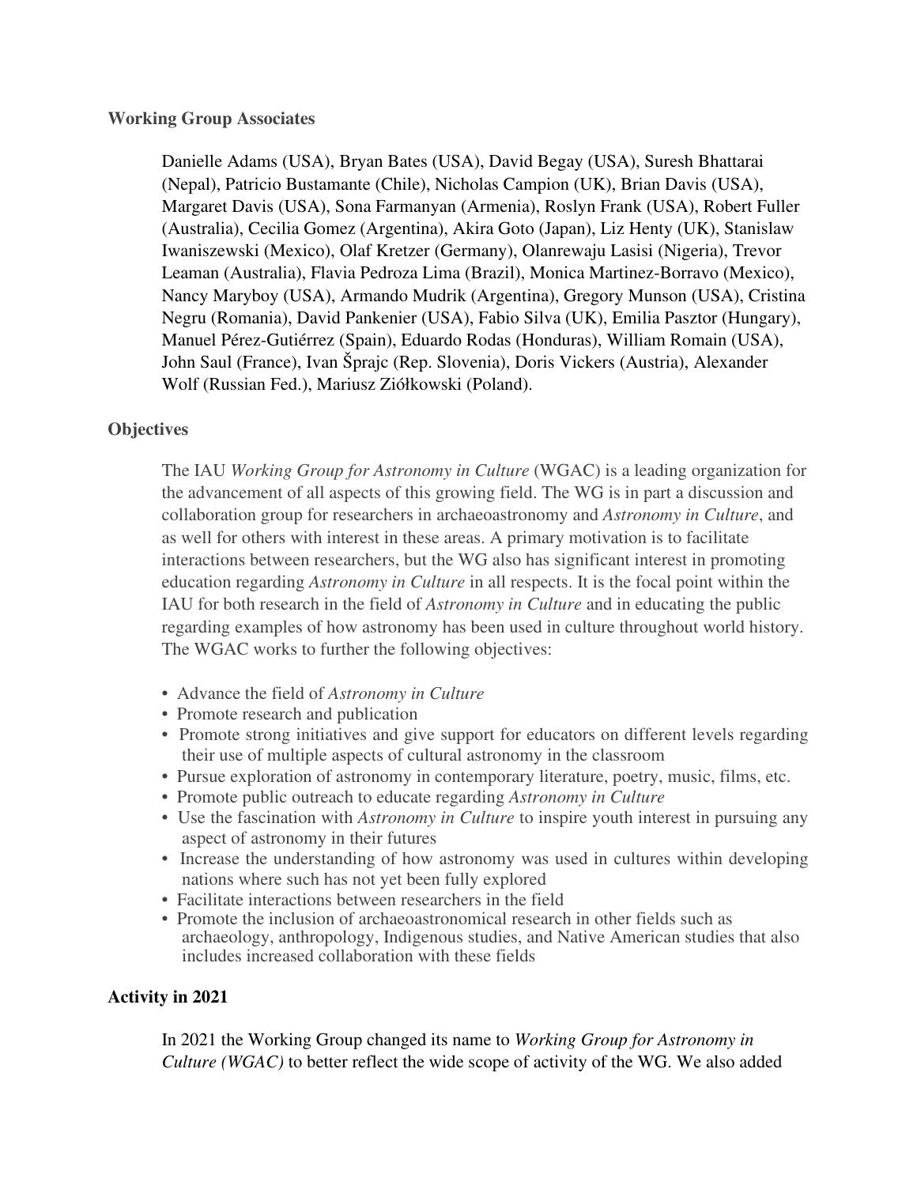### Working Group Associates

Danielle Adams (USA), Bryan Bates (USA), David Begay (USA), Suresh Bhattarai (Nepal), Patricio Bustamante (Chile), Nicholas Campion (UK), Brian Davis (USA), Margaret Davis (USA), Sona Farmanyan (Armenia), Roslyn Frank (USA), Robert Fuller (Australia), Cecilia Gomez (Argentina), Akira Goto (Japan), Liz Henty (UK), Stanislaw Iwaniszewski (Mexico), Olaf Kretzer (Germany), Olanrewaju Lasisi (Nigeria), Trevor Leaman (Australia), Flavia Pedroza Lima (Brazil), Monica Martinez-Borravo (Mexico), Nancy Maryboy (USA), Armando Mudrik (Argentina), Gregory Munson (USA), Cristina Negru (Romania), David Pankenier (USA), Fabio Silva (UK), Emilia Pasztor (Hungary), Manuel Pérez-Gutiérrez (Spain), Eduardo Rodas (Honduras), William Romain (USA), John Saul (France), Ivan Šprajc (Rep. Slovenia), Doris Vickers (Austria), Alexander Wolf (Russian Fed.), Mariusz Ziółkowski (Poland).

### Objectives

The IAU *Working Group for Astronomy in Culture* (WGAC) is a leading organization for the advancement of all aspects of this growing field. The WG is in part a discussion and collaboration group for researchers in archaeoastronomy and *Astronomy in Culture*, and as well for others with interest in these areas. A primary motivation is to facilitate interactions between researchers, but the WG also has significant interest in promoting education regarding *Astronomy in Culture* in all respects. It is the focal point within the IAU for both research in the field of *Astronomy in Culture* and in educating the public regarding examples of how astronomy has been used in culture throughout world history. The WGAC works to further the following objectives:

- Advance the field of *Astronomy in Culture*
- Promote research and publication
- Promote strong initiatives and give support for educators on different levels regarding their use of multiple aspects of cultural astronomy in the classroom
- Pursue exploration of astronomy in contemporary literature, poetry, music, films, etc.
- Promote public outreach to educate regarding *Astronomy in Culture*
- Use the fascination with *Astronomy in Culture* to inspire youth interest in pursuing any aspect of astronomy in their futures
- Increase the understanding of how astronomy was used in cultures within developing nations where such has not yet been fully explored
- Facilitate interactions between researchers in the field
- Promote the inclusion of archaeoastronomical research in other fields such as archaeology, anthropology, Indigenous studies, and Native American studies that also includes increased collaboration with these fields

### Activity in 2021

In 2021 the Working Group changed its name to *Working Group for Astronomy in Culture (WGAC)* to better reflect the wide scope of activity of the WG. We also added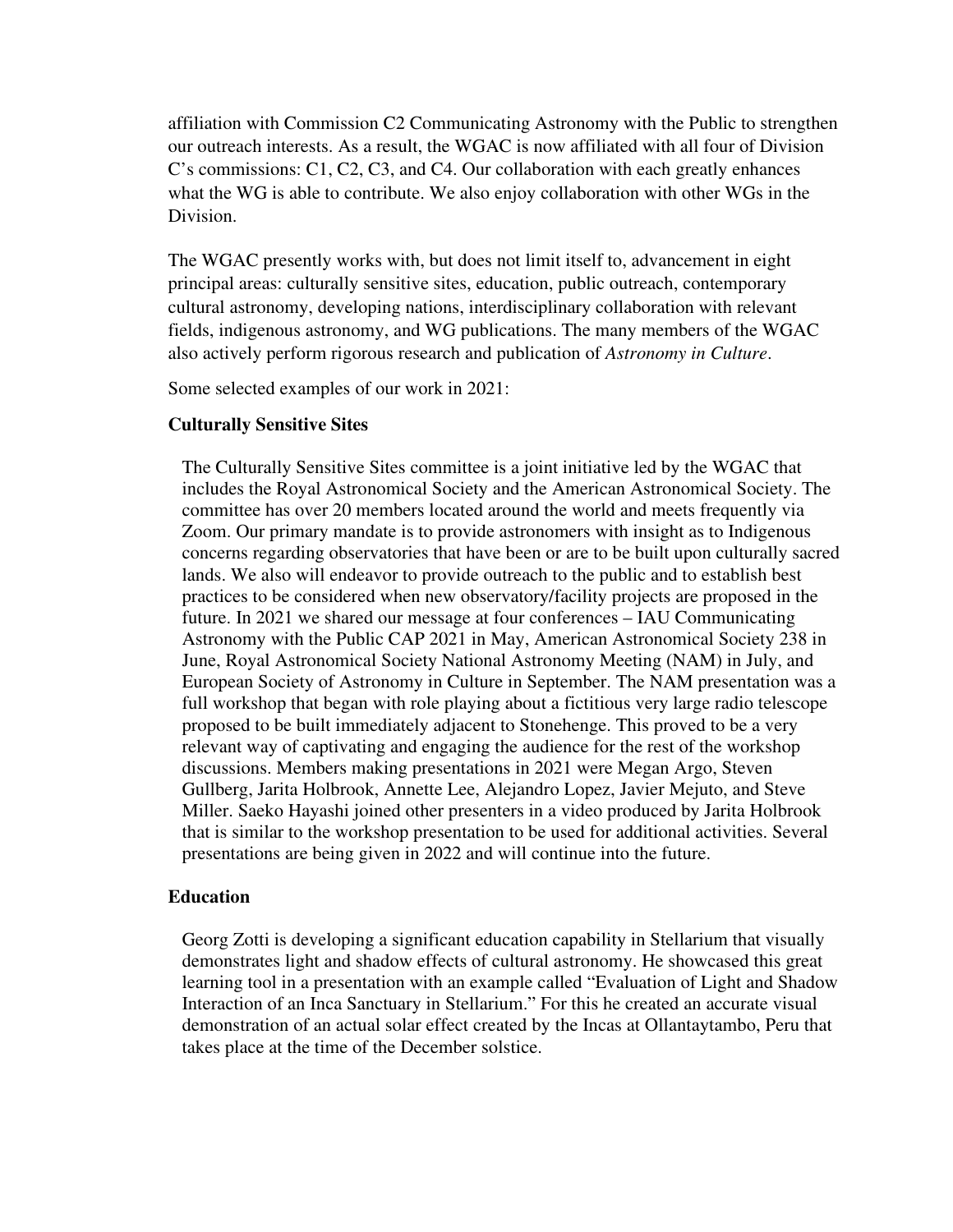affiliation with Commission C2 Communicating Astronomy with the Public to strengthen our outreach interests. As a result, the WGAC is now affiliated with all four of Division C's commissions: C1, C2, C3, and C4. Our collaboration with each greatly enhances what the WG is able to contribute. We also enjoy collaboration with other WGs in the Division.

The WGAC presently works with, but does not limit itself to, advancement in eight principal areas: culturally sensitive sites, education, public outreach, contemporary cultural astronomy, developing nations, interdisciplinary collaboration with relevant fields, indigenous astronomy, and WG publications. The many members of the WGAC also actively perform rigorous research and publication of *Astronomy in Culture*.

Some selected examples of our work in 2021:

**Culturally Sensitive Sites**

The Culturally Sensitive Sites committee is a joint initiative led by the WGAC that includes the Royal Astronomical Society and the American Astronomical Society. The committee has over 20 members located around the world and meets frequently via Zoom. Our primary mandate is to provide astronomers with insight as to Indigenous concerns regarding observatories that have been or are to be built upon culturally sacred lands. We also will endeavor to provide outreach to the public and to establish best practices to be considered when new observatory/facility projects are proposed in the future. In 2021 we shared our message at four conferences – IAU Communicating Astronomy with the Public CAP 2021 in May, American Astronomical Society 238 in June, Royal Astronomical Society National Astronomy Meeting (NAM) in July, and European Society of Astronomy in Culture in September. The NAM presentation was a full workshop that began with role playing about a fictitious very large radio telescope proposed to be built immediately adjacent to Stonehenge. This proved to be a very relevant way of captivating and engaging the audience for the rest of the workshop discussions. Members making presentations in 2021 were Megan Argo, Steven Gullberg, Jarita Holbrook, Annette Lee, Alejandro Lopez, Javier Mejuto, and Steve Miller. Saeko Hayashi joined other presenters in a video produced by Jarita Holbrook that is similar to the workshop presentation to be used for additional activities. Several presentations are being given in 2022 and will continue into the future.

**Education**

Georg Zotti is developing a significant education capability in Stellarium that visually demonstrates light and shadow effects of cultural astronomy. He showcased this great learning tool in a presentation with an example called "Evaluation of Light and Shadow Interaction of an Inca Sanctuary in Stellarium." For this he created an accurate visual demonstration of an actual solar effect created by the Incas at Ollantaytambo, Peru that takes place at the time of the December solstice.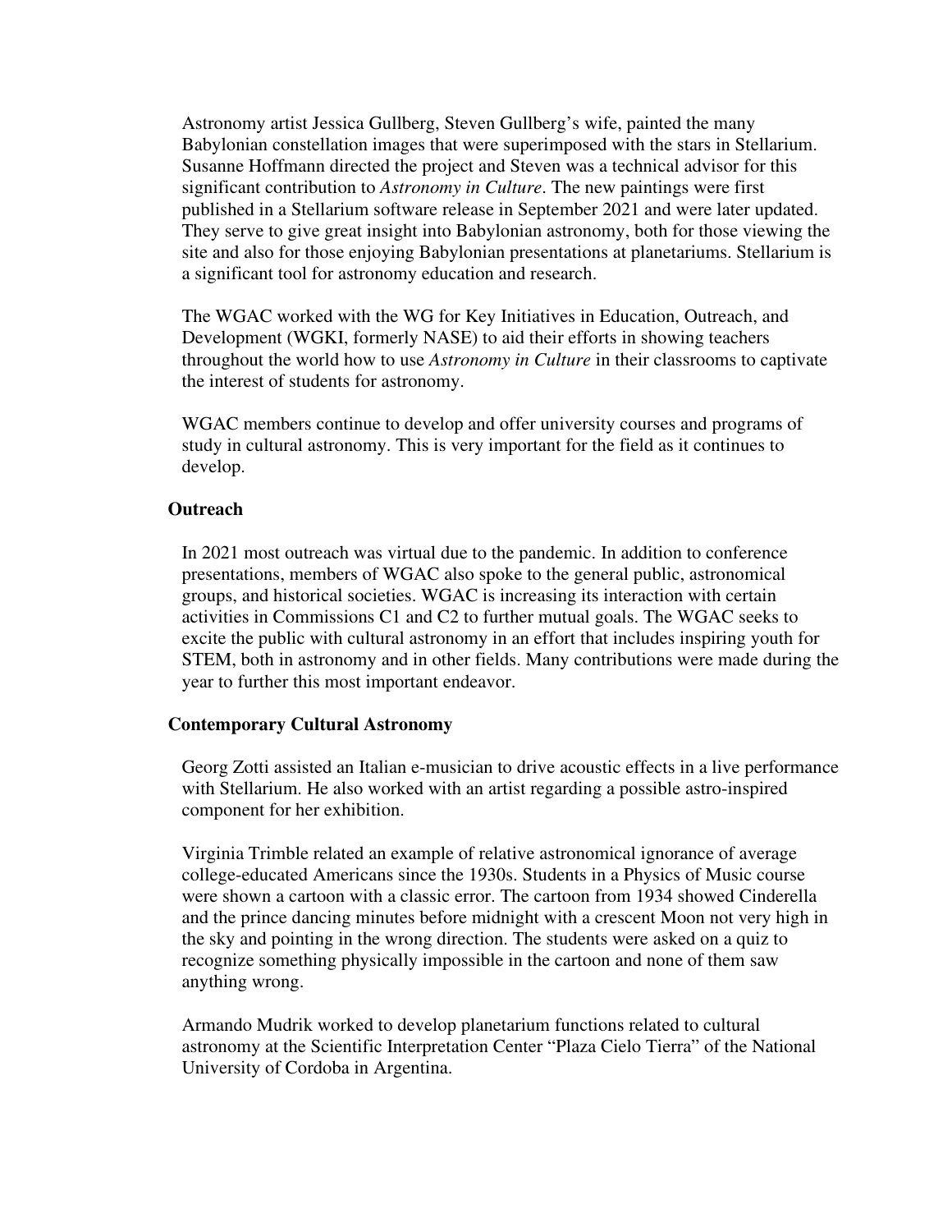Astronomy artist Jessica Gullberg, Steven Gullberg's wife, painted the many Babylonian constellation images that were superimposed with the stars in Stellarium. Susanne Hoffmann directed the project and Steven was a technical advisor for this significant contribution to *Astronomy in Culture*. The new paintings were first published in a Stellarium software release in September 2021 and were later updated. They serve to give great insight into Babylonian astronomy, both for those viewing the site and also for those enjoying Babylonian presentations at planetariums. Stellarium is a significant tool for astronomy education and research.

The WGAC worked with the WG for Key Initiatives in Education, Outreach, and Development (WGKI, formerly NASE) to aid their efforts in showing teachers throughout the world how to use *Astronomy in Culture* in their classrooms to captivate the interest of students for astronomy.

WGAC members continue to develop and offer university courses and programs of study in cultural astronomy. This is very important for the field as it continues to develop.

**Outreach**

In 2021 most outreach was virtual due to the pandemic. In addition to conference presentations, members of WGAC also spoke to the general public, astronomical groups, and historical societies. WGAC is increasing its interaction with certain activities in Commissions C1 and C2 to further mutual goals. The WGAC seeks to excite the public with cultural astronomy in an effort that includes inspiring youth for STEM, both in astronomy and in other fields. Many contributions were made during the year to further this most important endeavor.

**Contemporary Cultural Astronomy**

Georg Zotti assisted an Italian e-musician to drive acoustic effects in a live performance with Stellarium. He also worked with an artist regarding a possible astro-inspired component for her exhibition.

Virginia Trimble related an example of relative astronomical ignorance of average college-educated Americans since the 1930s. Students in a Physics of Music course were shown a cartoon with a classic error. The cartoon from 1934 showed Cinderella and the prince dancing minutes before midnight with a crescent Moon not very high in the sky and pointing in the wrong direction. The students were asked on a quiz to recognize something physically impossible in the cartoon and none of them saw anything wrong.

Armando Mudrik worked to develop planetarium functions related to cultural astronomy at the Scientific Interpretation Center "Plaza Cielo Tierra" of the National University of Cordoba in Argentina.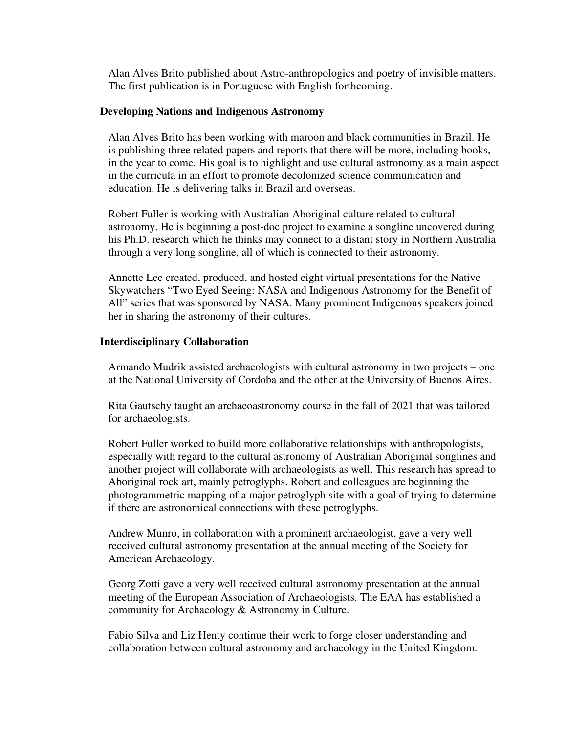Alan Alves Brito published about Astro-anthropologics and poetry of invisible matters. The first publication is in Portuguese with English forthcoming.

### Developing Nations and Indigenous Astronomy

Alan Alves Brito has been working with maroon and black communities in Brazil. He is publishing three related papers and reports that there will be more, including books, in the year to come. His goal is to highlight and use cultural astronomy as a main aspect in the curricula in an effort to promote decolonized science communication and education. He is delivering talks in Brazil and overseas.

Robert Fuller is working with Australian Aboriginal culture related to cultural astronomy. He is beginning a post-doc project to examine a songline uncovered during his Ph.D. research which he thinks may connect to a distant story in Northern Australia through a very long songline, all of which is connected to their astronomy.

Annette Lee created, produced, and hosted eight virtual presentations for the Native Skywatchers "Two Eyed Seeing: NASA and Indigenous Astronomy for the Benefit of All" series that was sponsored by NASA. Many prominent Indigenous speakers joined her in sharing the astronomy of their cultures.

### Interdisciplinary Collaboration

Armando Mudrik assisted archaeologists with cultural astronomy in two projects – one at the National University of Cordoba and the other at the University of Buenos Aires.

Rita Gautschy taught an archaeoastronomy course in the fall of 2021 that was tailored for archaeologists.

Robert Fuller worked to build more collaborative relationships with anthropologists, especially with regard to the cultural astronomy of Australian Aboriginal songlines and another project will collaborate with archaeologists as well. This research has spread to Aboriginal rock art, mainly petroglyphs. Robert and colleagues are beginning the photogrammetric mapping of a major petroglyph site with a goal of trying to determine if there are astronomical connections with these petroglyphs.

Andrew Munro, in collaboration with a prominent archaeologist, gave a very well received cultural astronomy presentation at the annual meeting of the Society for American Archaeology.

Georg Zotti gave a very well received cultural astronomy presentation at the annual meeting of the European Association of Archaeologists. The EAA has established a community for Archaeology & Astronomy in Culture.

Fabio Silva and Liz Henty continue their work to forge closer understanding and collaboration between cultural astronomy and archaeology in the United Kingdom.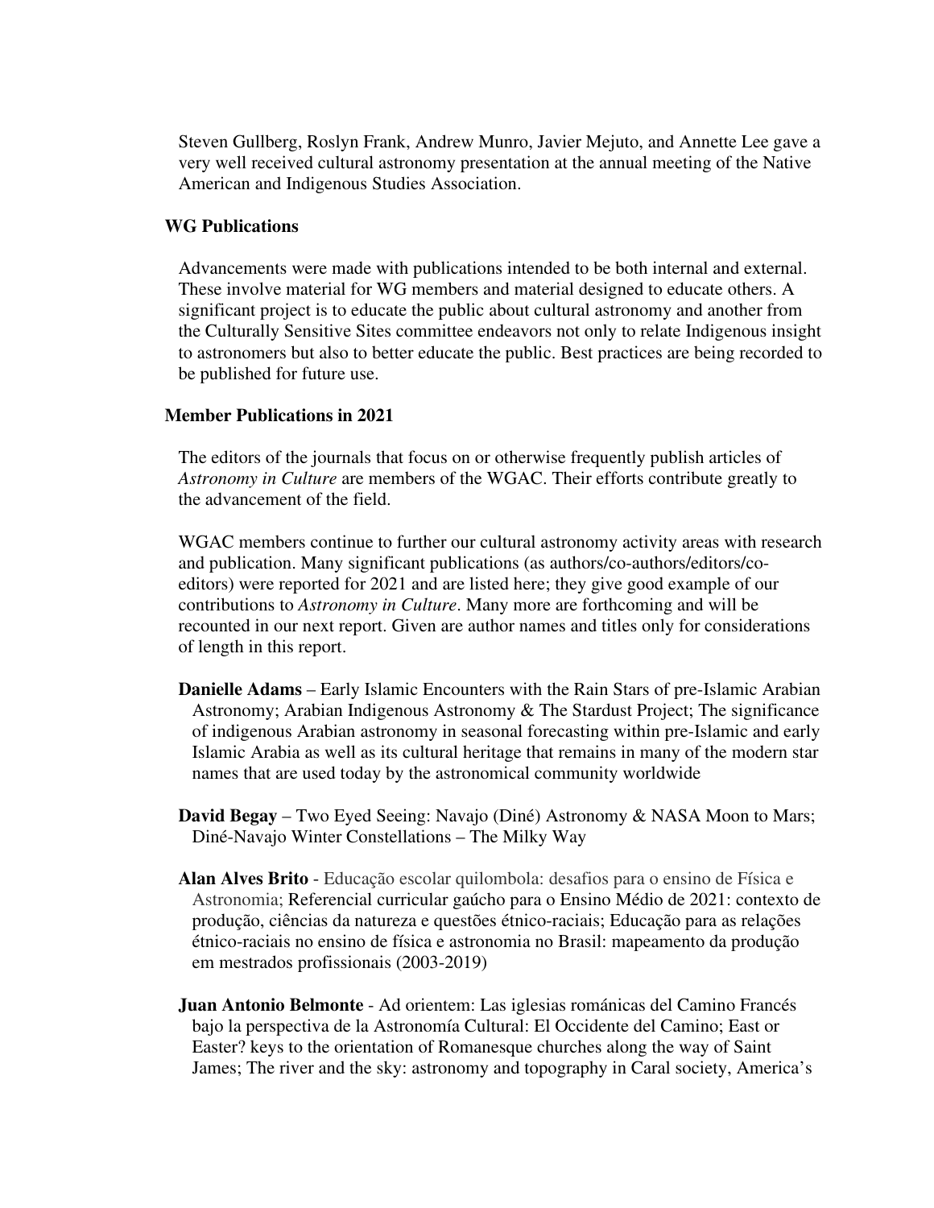Steven Gullberg, Roslyn Frank, Andrew Munro, Javier Mejuto, and Annette Lee gave a very well received cultural astronomy presentation at the annual meeting of the Native American and Indigenous Studies Association.

### WG Publications

Advancements were made with publications intended to be both internal and external. These involve material for WG members and material designed to educate others. A significant project is to educate the public about cultural astronomy and another from the Culturally Sensitive Sites committee endeavors not only to relate Indigenous insight to astronomers but also to better educate the public. Best practices are being recorded to be published for future use.

### Member Publications in 2021

The editors of the journals that focus on or otherwise frequently publish articles of *Astronomy in Culture* are members of the WGAC. Their efforts contribute greatly to the advancement of the field.

WGAC members continue to further our cultural astronomy activity areas with research and publication. Many significant publications (as authors/co-authors/editors/co-editors) were reported for 2021 and are listed here; they give good example of our contributions to *Astronomy in Culture*. Many more are forthcoming and will be recounted in our next report. Given are author names and titles only for considerations of length in this report.

**Danielle Adams** – Early Islamic Encounters with the Rain Stars of pre-Islamic Arabian Astronomy; Arabian Indigenous Astronomy & The Stardust Project; The significance of indigenous Arabian astronomy in seasonal forecasting within pre-Islamic and early Islamic Arabia as well as its cultural heritage that remains in many of the modern star names that are used today by the astronomical community worldwide

**David Begay** – Two Eyed Seeing: Navajo (Diné) Astronomy & NASA Moon to Mars; Diné-Navajo Winter Constellations – The Milky Way

**Alan Alves Brito** - Educação escolar quilombola: desafios para o ensino de Física e Astronomia; Referencial curricular gaúcho para o Ensino Médio de 2021: contexto de produção, ciências da natureza e questões étnico-raciais; Educação para as relações étnico-raciais no ensino de física e astronomia no Brasil: mapeamento da produção em mestrados profissionais (2003-2019)

**Juan Antonio Belmonte** - Ad orientem: Las iglesias románicas del Camino Francés bajo la perspectiva de la Astronomía Cultural: El Occidente del Camino; East or Easter? keys to the orientation of Romanesque churches along the way of Saint James; The river and the sky: astronomy and topography in Caral society, America's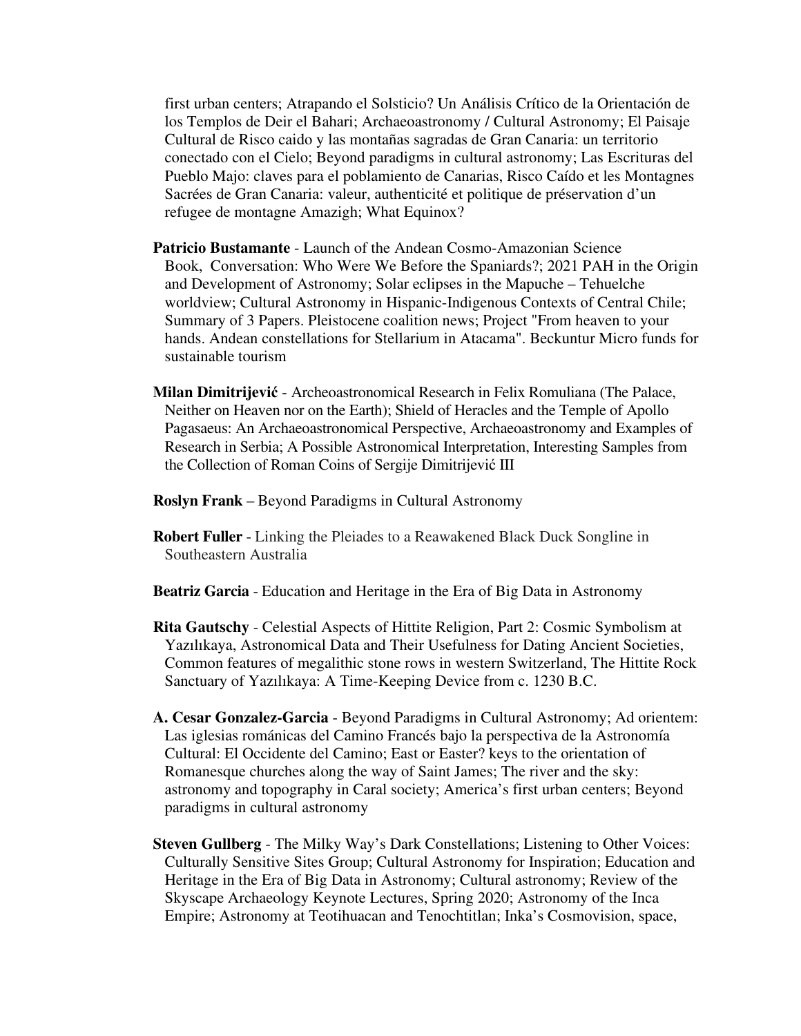first urban centers; Atrapando el Solsticio? Un Análisis Crítico de la Orientación de los Templos de Deir el Bahari; Archaeoastronomy / Cultural Astronomy; El Paisaje Cultural de Risco caido y las montañas sagradas de Gran Canaria: un territorio conectado con el Cielo; Beyond paradigms in cultural astronomy; Las Escrituras del Pueblo Majo: claves para el poblamiento de Canarias, Risco Caído et les Montagnes Sacrées de Gran Canaria: valeur, authenticité et politique de préservation d'un refugee de montagne Amazigh; What Equinox?

**Patricio Bustamante** - Launch of the Andean Cosmo-Amazonian Science Book, Conversation: Who Were We Before the Spaniards?; 2021 PAH in the Origin and Development of Astronomy; Solar eclipses in the Mapuche – Tehuelche worldview; Cultural Astronomy in Hispanic-Indigenous Contexts of Central Chile; Summary of 3 Papers. Pleistocene coalition news; Project "From heaven to your hands. Andean constellations for Stellarium in Atacama". Beckuntur Micro funds for sustainable tourism

**Milan Dimitrijević** - Archeoastronomical Research in Felix Romuliana (The Palace, Neither on Heaven nor on the Earth); Shield of Heracles and the Temple of Apollo Pagasaeus: An Archaeoastronomical Perspective, Archaeoastronomy and Examples of Research in Serbia; A Possible Astronomical Interpretation, Interesting Samples from the Collection of Roman Coins of Sergije Dimitrijević III

**Roslyn Frank** – Beyond Paradigms in Cultural Astronomy

**Robert Fuller** - Linking the Pleiades to a Reawakened Black Duck Songline in Southeastern Australia

**Beatriz Garcia** - Education and Heritage in the Era of Big Data in Astronomy

**Rita Gautschy** - Celestial Aspects of Hittite Religion, Part 2: Cosmic Symbolism at Yazılıkaya, Astronomical Data and Their Usefulness for Dating Ancient Societies, Common features of megalithic stone rows in western Switzerland, The Hittite Rock Sanctuary of Yazılıkaya: A Time-Keeping Device from c. 1230 B.C.

**A. Cesar Gonzalez-Garcia** - Beyond Paradigms in Cultural Astronomy; Ad orientem: Las iglesias románicas del Camino Francés bajo la perspectiva de la Astronomía Cultural: El Occidente del Camino; East or Easter? keys to the orientation of Romanesque churches along the way of Saint James; The river and the sky: astronomy and topography in Caral society; America's first urban centers; Beyond paradigms in cultural astronomy

**Steven Gullberg** - The Milky Way's Dark Constellations; Listening to Other Voices: Culturally Sensitive Sites Group; Cultural Astronomy for Inspiration; Education and Heritage in the Era of Big Data in Astronomy; Cultural astronomy; Review of the Skyscape Archaeology Keynote Lectures, Spring 2020; Astronomy of the Inca Empire; Astronomy at Teotihuacan and Tenochtitlan; Inka's Cosmovision, space,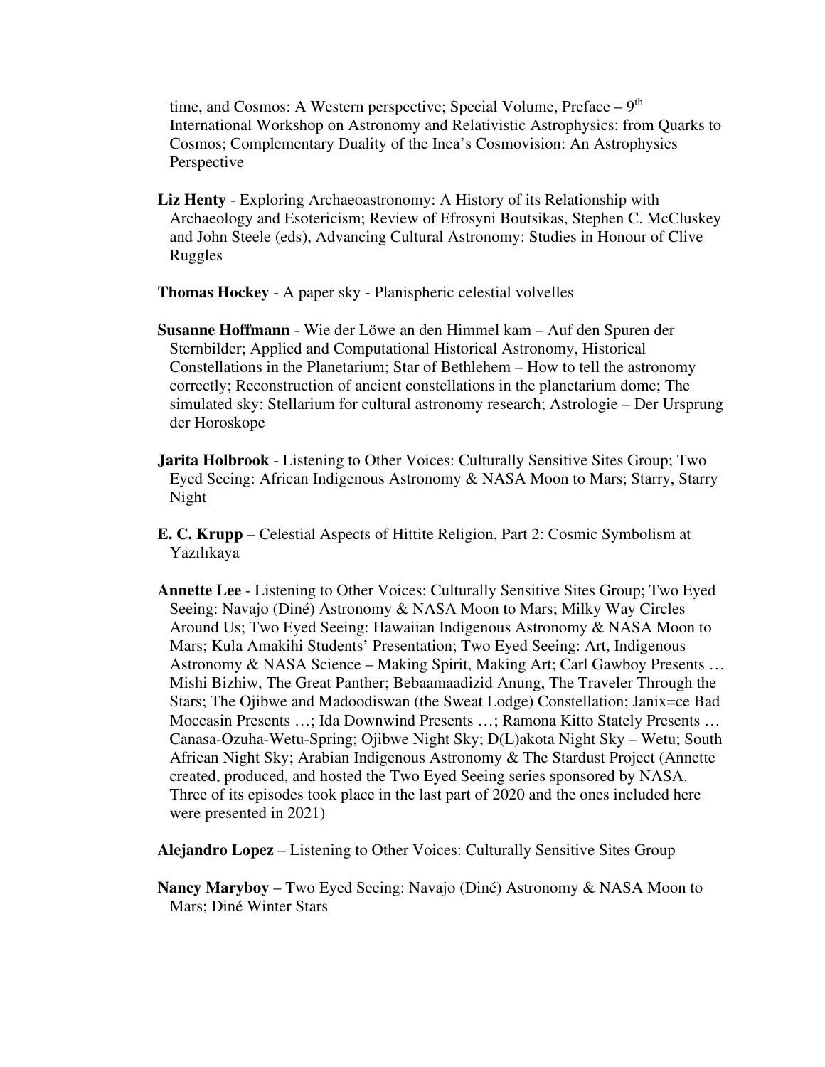time, and Cosmos: A Western perspective; Special Volume, Preface – 9th International Workshop on Astronomy and Relativistic Astrophysics: from Quarks to Cosmos; Complementary Duality of the Inca's Cosmovision: An Astrophysics Perspective

**Liz Henty** - Exploring Archaeoastronomy: A History of its Relationship with Archaeology and Esotericism; Review of Efrosyni Boutsikas, Stephen C. McCluskey and John Steele (eds), Advancing Cultural Astronomy: Studies in Honour of Clive Ruggles

**Thomas Hockey** - A paper sky - Planispheric celestial volvelles

**Susanne Hoffmann** - Wie der Löwe an den Himmel kam – Auf den Spuren der Sternbilder; Applied and Computational Historical Astronomy, Historical Constellations in the Planetarium; Star of Bethlehem – How to tell the astronomy correctly; Reconstruction of ancient constellations in the planetarium dome; The simulated sky: Stellarium for cultural astronomy research; Astrologie – Der Ursprung der Horoskope

**Jarita Holbrook** - Listening to Other Voices: Culturally Sensitive Sites Group; Two Eyed Seeing: African Indigenous Astronomy & NASA Moon to Mars; Starry, Starry Night

**E. C. Krupp** – Celestial Aspects of Hittite Religion, Part 2: Cosmic Symbolism at Yazılıkaya

**Annette Lee** - Listening to Other Voices: Culturally Sensitive Sites Group; Two Eyed Seeing: Navajo (Diné) Astronomy & NASA Moon to Mars; Milky Way Circles Around Us; Two Eyed Seeing: Hawaiian Indigenous Astronomy & NASA Moon to Mars; Kula Amakihi Students' Presentation; Two Eyed Seeing: Art, Indigenous Astronomy & NASA Science – Making Spirit, Making Art; Carl Gawboy Presents … Mishi Bizhiw, The Great Panther; Bebaamaadizid Anung, The Traveler Through the Stars; The Ojibwe and Madoodiswan (the Sweat Lodge) Constellation; Janix=ce Bad Moccasin Presents …; Ida Downwind Presents …; Ramona Kitto Stately Presents … Canasa-Ozuha-Wetu-Spring; Ojibwe Night Sky; D(L)akota Night Sky – Wetu; South African Night Sky; Arabian Indigenous Astronomy & The Stardust Project (Annette created, produced, and hosted the Two Eyed Seeing series sponsored by NASA. Three of its episodes took place in the last part of 2020 and the ones included here were presented in 2021)

**Alejandro Lopez** – Listening to Other Voices: Culturally Sensitive Sites Group

**Nancy Maryboy** – Two Eyed Seeing: Navajo (Diné) Astronomy & NASA Moon to Mars; Diné Winter Stars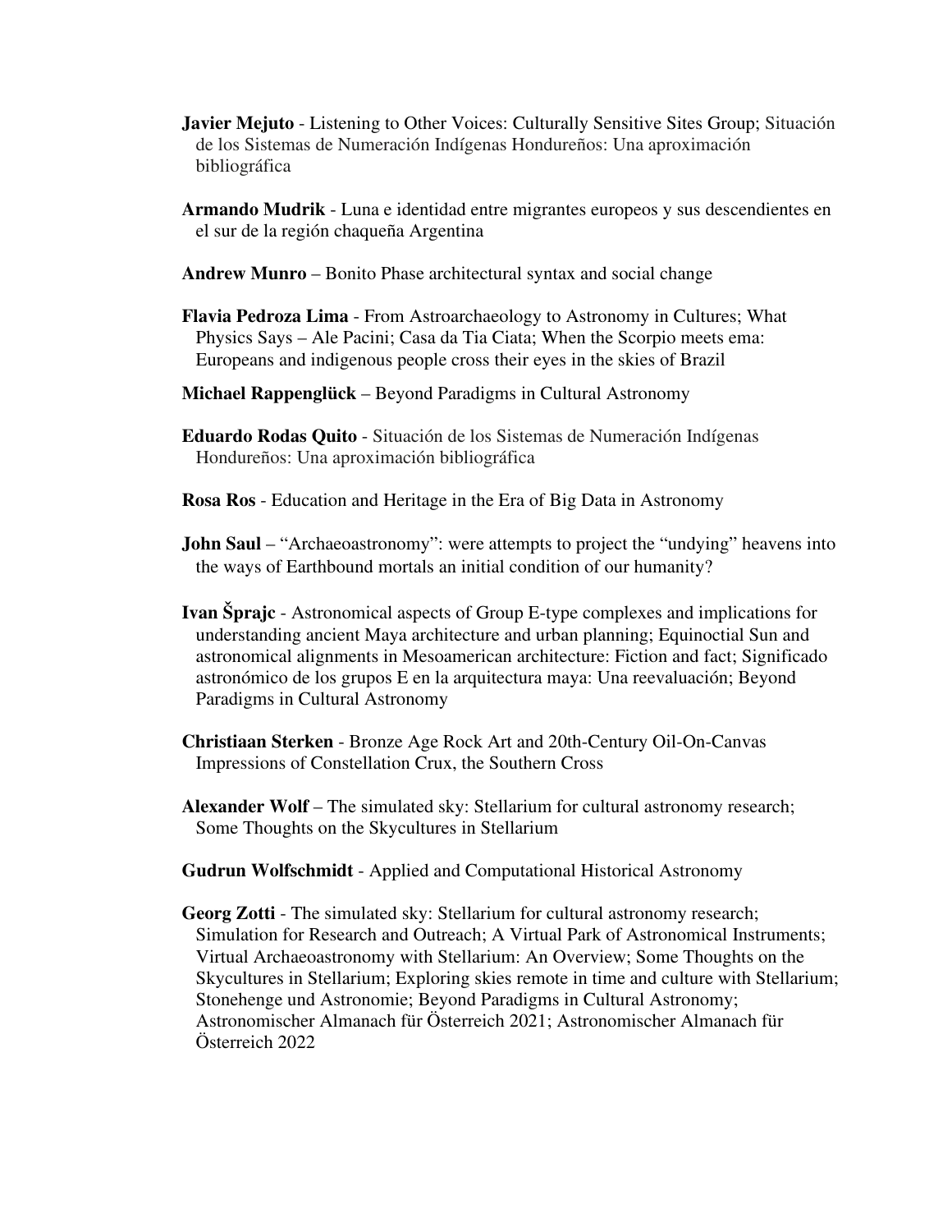**Javier Mejuto** - Listening to Other Voices: Culturally Sensitive Sites Group; Situación de los Sistemas de Numeración Indígenas Hondureños: Una aproximación bibliográfica

**Armando Mudrik** - Luna e identidad entre migrantes europeos y sus descendientes en el sur de la región chaqueña Argentina

**Andrew Munro** – Bonito Phase architectural syntax and social change

**Flavia Pedroza Lima** - From Astroarchaeology to Astronomy in Cultures; What Physics Says – Ale Pacini; Casa da Tia Ciata; When the Scorpio meets ema: Europeans and indigenous people cross their eyes in the skies of Brazil

**Michael Rappenglück** – Beyond Paradigms in Cultural Astronomy

**Eduardo Rodas Quito** - Situación de los Sistemas de Numeración Indígenas Hondureños: Una aproximación bibliográfica

**Rosa Ros** - Education and Heritage in the Era of Big Data in Astronomy

**John Saul** – "Archaeoastronomy": were attempts to project the "undying" heavens into the ways of Earthbound mortals an initial condition of our humanity?

**Ivan Šprajc** - Astronomical aspects of Group E-type complexes and implications for understanding ancient Maya architecture and urban planning; Equinoctial Sun and astronomical alignments in Mesoamerican architecture: Fiction and fact; Significado astronómico de los grupos E en la arquitectura maya: Una reevaluación; Beyond Paradigms in Cultural Astronomy

**Christiaan Sterken** - Bronze Age Rock Art and 20th-Century Oil-On-Canvas Impressions of Constellation Crux, the Southern Cross

**Alexander Wolf** – The simulated sky: Stellarium for cultural astronomy research; Some Thoughts on the Skycultures in Stellarium

**Gudrun Wolfschmidt** - Applied and Computational Historical Astronomy

**Georg Zotti** - The simulated sky: Stellarium for cultural astronomy research; Simulation for Research and Outreach; A Virtual Park of Astronomical Instruments; Virtual Archaeoastronomy with Stellarium: An Overview; Some Thoughts on the Skycultures in Stellarium; Exploring skies remote in time and culture with Stellarium; Stonehenge und Astronomie; Beyond Paradigms in Cultural Astronomy; Astronomischer Almanach für Österreich 2021; Astronomischer Almanach für Österreich 2022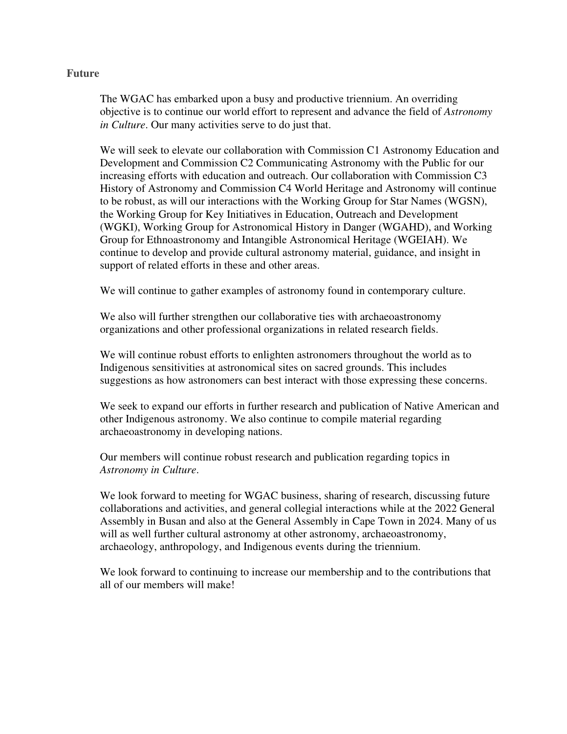**Future**

The WGAC has embarked upon a busy and productive triennium. An overriding objective is to continue our world effort to represent and advance the field of *Astronomy in Culture*. Our many activities serve to do just that.

We will seek to elevate our collaboration with Commission C1 Astronomy Education and Development and Commission C2 Communicating Astronomy with the Public for our increasing efforts with education and outreach. Our collaboration with Commission C3 History of Astronomy and Commission C4 World Heritage and Astronomy will continue to be robust, as will our interactions with the Working Group for Star Names (WGSN), the Working Group for Key Initiatives in Education, Outreach and Development (WGKI), Working Group for Astronomical History in Danger (WGAHD), and Working Group for Ethnoastronomy and Intangible Astronomical Heritage (WGEIAH). We continue to develop and provide cultural astronomy material, guidance, and insight in support of related efforts in these and other areas.

We will continue to gather examples of astronomy found in contemporary culture.

We also will further strengthen our collaborative ties with archaeoastronomy organizations and other professional organizations in related research fields.

We will continue robust efforts to enlighten astronomers throughout the world as to Indigenous sensitivities at astronomical sites on sacred grounds. This includes suggestions as how astronomers can best interact with those expressing these concerns.

We seek to expand our efforts in further research and publication of Native American and other Indigenous astronomy. We also continue to compile material regarding archaeoastronomy in developing nations.

Our members will continue robust research and publication regarding topics in *Astronomy in Culture*.

We look forward to meeting for WGAC business, sharing of research, discussing future collaborations and activities, and general collegial interactions while at the 2022 General Assembly in Busan and also at the General Assembly in Cape Town in 2024. Many of us will as well further cultural astronomy at other astronomy, archaeoastronomy, archaeology, anthropology, and Indigenous events during the triennium.

We look forward to continuing to increase our membership and to the contributions that all of our members will make!